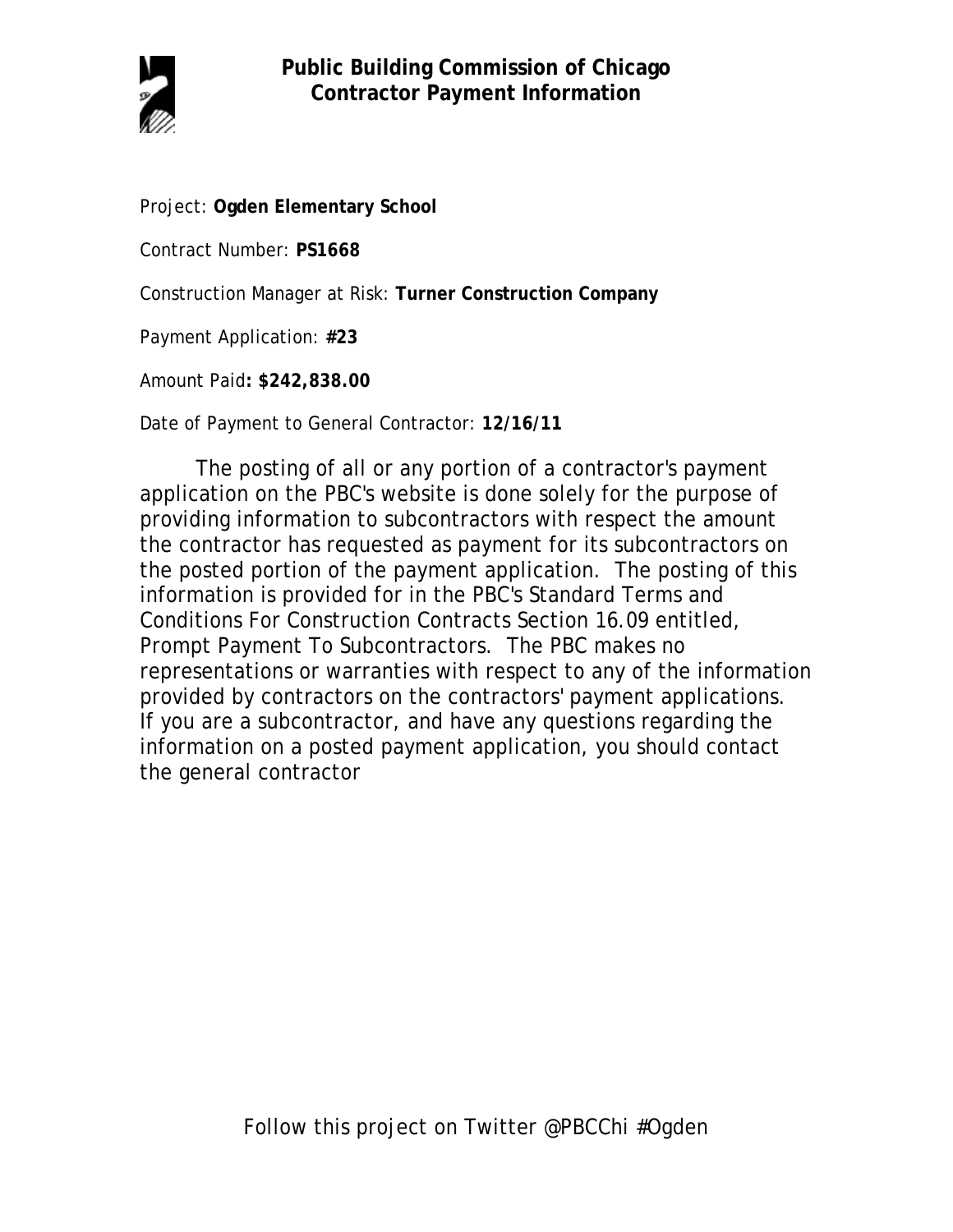# Public Building Commission of Chicago
## Contractor Payment Information

Project: **Ogden Elementary School**

Contract Number: **PS1668**

Construction Manager at Risk: **Turner Construction Company**

Payment Application: **#23**

Amount Paid**: $242,838.00**

Date of Payment to General Contractor: **12/16/11**

The posting of all or any portion of a contractor's payment application on the PBC's website is done solely for the purpose of providing information to subcontractors with respect the amount the contractor has requested as payment for its subcontractors on the posted portion of the payment application. The posting of this information is provided for in the PBC's Standard Terms and Conditions For Construction Contracts Section 16.09 entitled, Prompt Payment To Subcontractors. The PBC makes no representations or warranties with respect to any of the information provided by contractors on the contractors' payment applications. If you are a subcontractor, and have any questions regarding the information on a posted payment application, you should contact the general contractor

Follow this project on Twitter @PBCChi #Ogden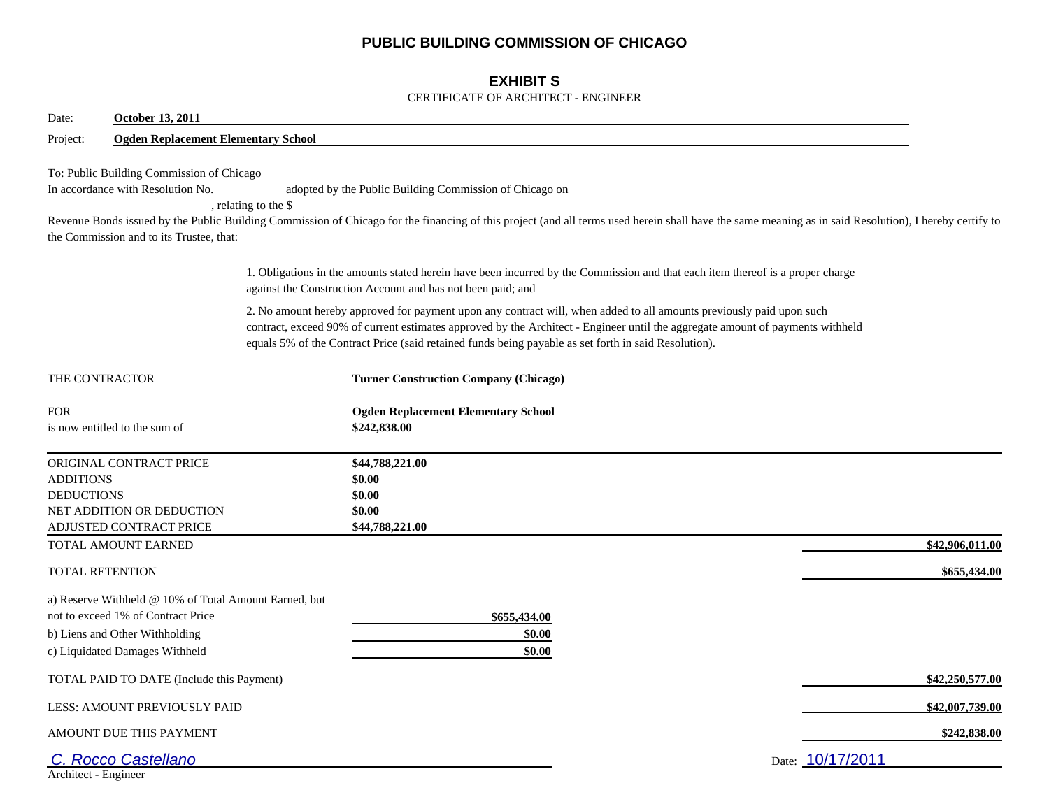# PUBLIC BUILDING COMMISSION OF CHICAGO

## EXHIBIT S

CERTIFICATE OF ARCHITECT - ENGINEER

Date: **October 13, 2011**

Project: **Ogden Replacement Elementary School**

To: Public Building Commission of Chicago

In accordance with Resolution No. adopted by the Public Building Commission of Chicago on , relating to the $ Revenue Bonds issued by the Public Building Commission of Chicago for the financing of this project (and all terms used herein shall have the same meaning as in said Resolution), I hereby certify to the Commission and to its Trustee, that:

1. Obligations in the amounts stated herein have been incurred by the Commission and that each item thereof is a proper charge against the Construction Account and has not been paid; and

2. No amount hereby approved for payment upon any contract will, when added to all amounts previously paid upon such contract, exceed 90% of current estimates approved by the Architect - Engineer until the aggregate amount of payments withheld equals 5% of the Contract Price (said retained funds being payable as set forth in said Resolution).

| | |
|---|---|
| THE CONTRACTOR | **Turner Construction Company (Chicago)** |
| FOR | **Ogden Replacement Elementary School** |
| is now entitled to the sum of | **$242,838.00** |

| | | |
|---|---|---|
| ORIGINAL CONTRACT PRICE | **$44,788,221.00** | |
| ADDITIONS | **$0.00** | |
| DEDUCTIONS | **$0.00** | |
| NET ADDITION OR DEDUCTION | **$0.00** | |
| ADJUSTED CONTRACT PRICE | **$44,788,221.00** | |
| TOTAL AMOUNT EARNED | | **$42,906,011.00** |
| TOTAL RETENTION | | **$655,434.00** |
| a) Reserve Withheld @ 10% of Total Amount Earned, but not to exceed 1% of Contract Price | **$655,434.00** | |
| b) Liens and Other Withholding | **$0.00** | |
| c) Liquidated Damages Withheld | **$0.00** | |
| TOTAL PAID TO DATE (Include this Payment) | | **$42,250,577.00** |
| LESS: AMOUNT PREVIOUSLY PAID | | **$42,007,739.00** |
| AMOUNT DUE THIS PAYMENT | | **$242,838.00** |

*C. Rocco Castellano*

Architect - Engineer

Date: 10/17/2011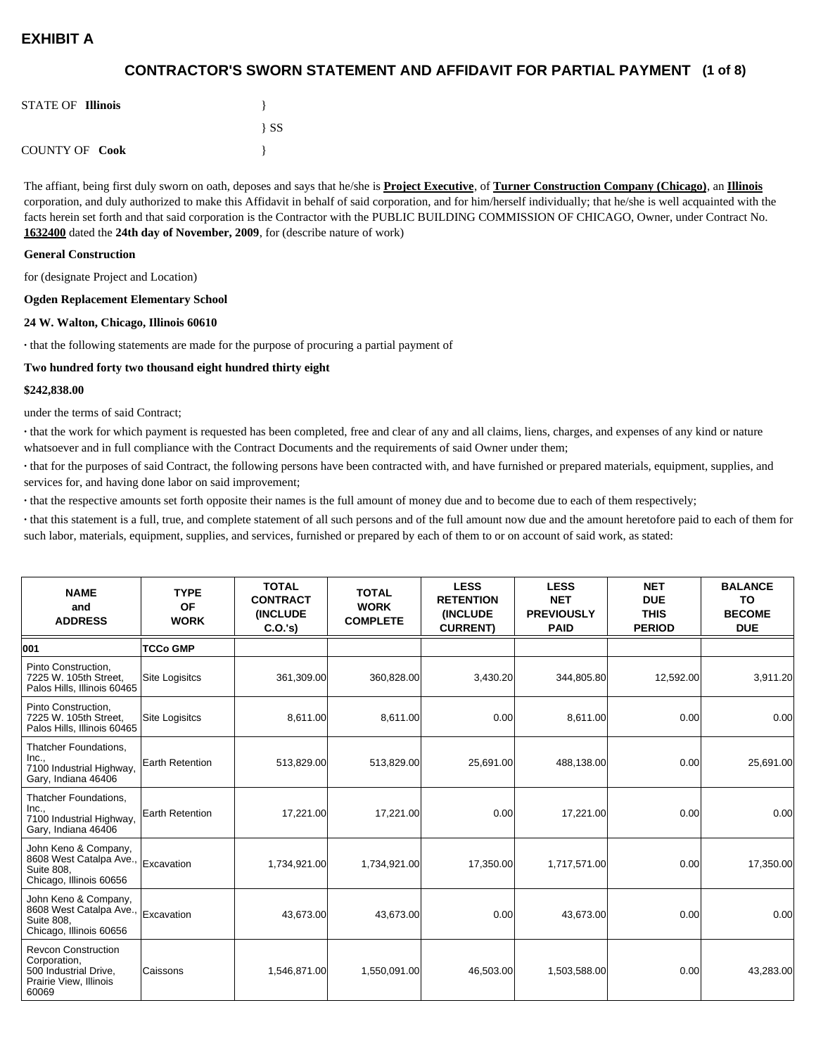# EXHIBIT A

## CONTRACTOR'S SWORN STATEMENT AND AFFIDAVIT FOR PARTIAL PAYMENT (1 of 8)

STATE OF **Illinois** }
} SS
COUNTY OF **Cook** }

The affiant, being first duly sworn on oath, deposes and says that he/she is **Project Executive**, of **Turner Construction Company (Chicago)**, an **Illinois** corporation, and duly authorized to make this Affidavit in behalf of said corporation, and for him/herself individually; that he/she is well acquainted with the facts herein set forth and that said corporation is the Contractor with the PUBLIC BUILDING COMMISSION OF CHICAGO, Owner, under Contract No. **1632400** dated the **24th day of November, 2009**, for (describe nature of work)

**General Construction**

for (designate Project and Location)

**Ogden Replacement Elementary School**

**24 W. Walton, Chicago, Illinois 60610**

· that the following statements are made for the purpose of procuring a partial payment of

**Two hundred forty two thousand eight hundred thirty eight**

**$242,838.00**

under the terms of said Contract;

· that the work for which payment is requested has been completed, free and clear of any and all claims, liens, charges, and expenses of any kind or nature whatsoever and in full compliance with the Contract Documents and the requirements of said Owner under them;

· that for the purposes of said Contract, the following persons have been contracted with, and have furnished or prepared materials, equipment, supplies, and services for, and having done labor on said improvement;

· that the respective amounts set forth opposite their names is the full amount of money due and to become due to each of them respectively;

· that this statement is a full, true, and complete statement of all such persons and of the full amount now due and the amount heretofore paid to each of them for such labor, materials, equipment, supplies, and services, furnished or prepared by each of them to or on account of said work, as stated:

| NAME and ADDRESS | TYPE OF WORK | TOTAL CONTRACT (INCLUDE C.O.'s) | TOTAL WORK COMPLETE | LESS RETENTION (INCLUDE CURRENT) | LESS NET PREVIOUSLY PAID | NET DUE THIS PERIOD | BALANCE TO BECOME DUE |
|---|---|---|---|---|---|---|---|
| **001** | **TCCo GMP** | | | | | | |
| Pinto Construction, 7225 W. 105th Street, Palos Hills, Illinois 60465 | Site Logisitcs | 361,309.00 | 360,828.00 | 3,430.20 | 344,805.80 | 12,592.00 | 3,911.20 |
| Pinto Construction, 7225 W. 105th Street, Palos Hills, Illinois 60465 | Site Logisitcs | 8,611.00 | 8,611.00 | 0.00 | 8,611.00 | 0.00 | 0.00 |
| Thatcher Foundations, Inc., 7100 Industrial Highway, Gary, Indiana 46406 | Earth Retention | 513,829.00 | 513,829.00 | 25,691.00 | 488,138.00 | 0.00 | 25,691.00 |
| Thatcher Foundations, Inc., 7100 Industrial Highway, Gary, Indiana 46406 | Earth Retention | 17,221.00 | 17,221.00 | 0.00 | 17,221.00 | 0.00 | 0.00 |
| John Keno & Company, 8608 West Catalpa Ave., Suite 808, Chicago, Illinois 60656 | Excavation | 1,734,921.00 | 1,734,921.00 | 17,350.00 | 1,717,571.00 | 0.00 | 17,350.00 |
| John Keno & Company, 8608 West Catalpa Ave., Suite 808, Chicago, Illinois 60656 | Excavation | 43,673.00 | 43,673.00 | 0.00 | 43,673.00 | 0.00 | 0.00 |
| Revcon Construction Corporation, 500 Industrial Drive, Prairie View, Illinois 60069 | Caissons | 1,546,871.00 | 1,550,091.00 | 46,503.00 | 1,503,588.00 | 0.00 | 43,283.00 |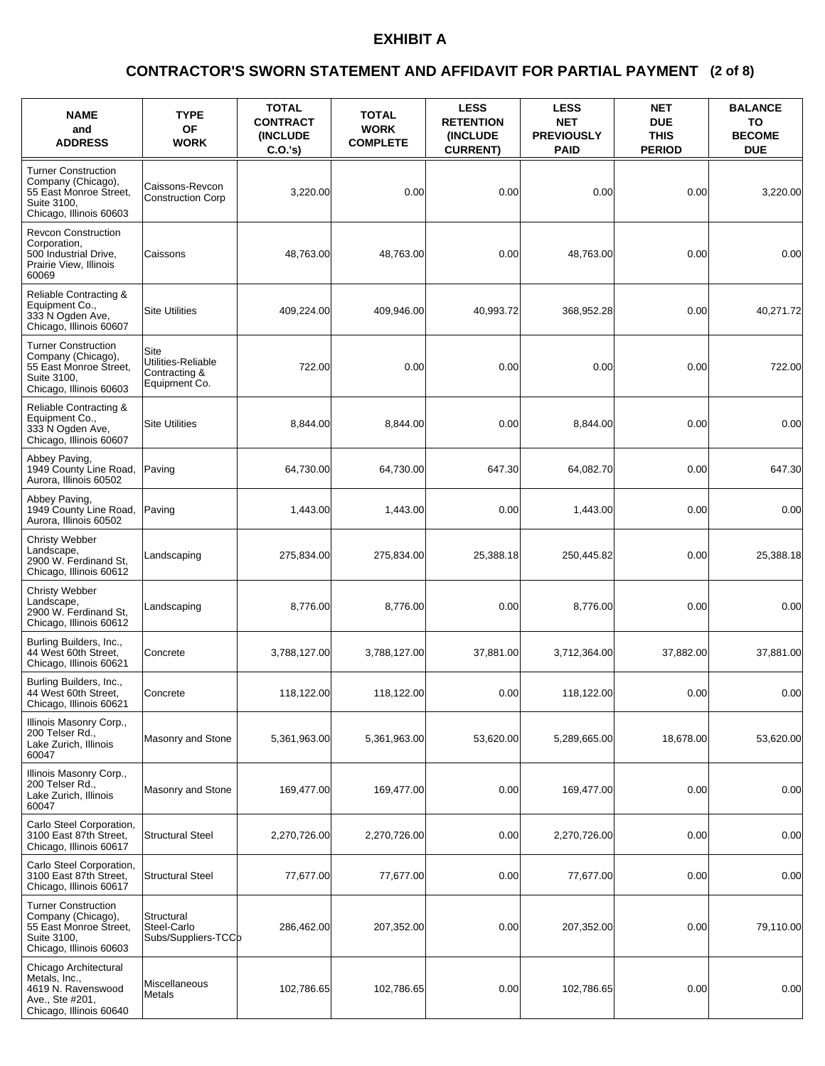# EXHIBIT A

## CONTRACTOR'S SWORN STATEMENT AND AFFIDAVIT FOR PARTIAL PAYMENT (2 of 8)

| NAME and ADDRESS | TYPE OF WORK | TOTAL CONTRACT (INCLUDE C.O.'s) | TOTAL WORK COMPLETE | LESS RETENTION (INCLUDE CURRENT) | LESS NET PREVIOUSLY PAID | NET DUE THIS PERIOD | BALANCE TO BECOME DUE |
|---|---|---|---|---|---|---|---|
| Turner Construction Company (Chicago), 55 East Monroe Street, Suite 3100, Chicago, Illinois 60603 | Caissons-Revcon Construction Corp | 3,220.00 | 0.00 | 0.00 | 0.00 | 0.00 | 3,220.00 |
| Revcon Construction Corporation, 500 Industrial Drive, Prairie View, Illinois 60069 | Caissons | 48,763.00 | 48,763.00 | 0.00 | 48,763.00 | 0.00 | 0.00 |
| Reliable Contracting & Equipment Co., 333 N Ogden Ave, Chicago, Illinois 60607 | Site Utilities | 409,224.00 | 409,946.00 | 40,993.72 | 368,952.28 | 0.00 | 40,271.72 |
| Turner Construction Company (Chicago), 55 East Monroe Street, Suite 3100, Chicago, Illinois 60603 | Site Utilities-Reliable Contracting & Equipment Co. | 722.00 | 0.00 | 0.00 | 0.00 | 0.00 | 722.00 |
| Reliable Contracting & Equipment Co., 333 N Ogden Ave, Chicago, Illinois 60607 | Site Utilities | 8,844.00 | 8,844.00 | 0.00 | 8,844.00 | 0.00 | 0.00 |
| Abbey Paving, 1949 County Line Road, Aurora, Illinois 60502 | Paving | 64,730.00 | 64,730.00 | 647.30 | 64,082.70 | 0.00 | 647.30 |
| Abbey Paving, 1949 County Line Road, Aurora, Illinois 60502 | Paving | 1,443.00 | 1,443.00 | 0.00 | 1,443.00 | 0.00 | 0.00 |
| Christy Webber Landscape, 2900 W. Ferdinand St, Chicago, Illinois 60612 | Landscaping | 275,834.00 | 275,834.00 | 25,388.18 | 250,445.82 | 0.00 | 25,388.18 |
| Christy Webber Landscape, 2900 W. Ferdinand St, Chicago, Illinois 60612 | Landscaping | 8,776.00 | 8,776.00 | 0.00 | 8,776.00 | 0.00 | 0.00 |
| Burling Builders, Inc., 44 West 60th Street, Chicago, Illinois 60621 | Concrete | 3,788,127.00 | 3,788,127.00 | 37,881.00 | 3,712,364.00 | 37,882.00 | 37,881.00 |
| Burling Builders, Inc., 44 West 60th Street, Chicago, Illinois 60621 | Concrete | 118,122.00 | 118,122.00 | 0.00 | 118,122.00 | 0.00 | 0.00 |
| Illinois Masonry Corp., 200 Telser Rd., Lake Zurich, Illinois 60047 | Masonry and Stone | 5,361,963.00 | 5,361,963.00 | 53,620.00 | 5,289,665.00 | 18,678.00 | 53,620.00 |
| Illinois Masonry Corp., 200 Telser Rd., Lake Zurich, Illinois 60047 | Masonry and Stone | 169,477.00 | 169,477.00 | 0.00 | 169,477.00 | 0.00 | 0.00 |
| Carlo Steel Corporation, 3100 East 87th Street, Chicago, Illinois 60617 | Structural Steel | 2,270,726.00 | 2,270,726.00 | 0.00 | 2,270,726.00 | 0.00 | 0.00 |
| Carlo Steel Corporation, 3100 East 87th Street, Chicago, Illinois 60617 | Structural Steel | 77,677.00 | 77,677.00 | 0.00 | 77,677.00 | 0.00 | 0.00 |
| Turner Construction Company (Chicago), 55 East Monroe Street, Suite 3100, Chicago, Illinois 60603 | Structural Steel-Carlo Subs/Suppliers-TCCo | 286,462.00 | 207,352.00 | 0.00 | 207,352.00 | 0.00 | 79,110.00 |
| Chicago Architectural Metals, Inc., 4619 N. Ravenswood Ave., Ste #201, Chicago, Illinois 60640 | Miscellaneous Metals | 102,786.65 | 102,786.65 | 0.00 | 102,786.65 | 0.00 | 0.00 |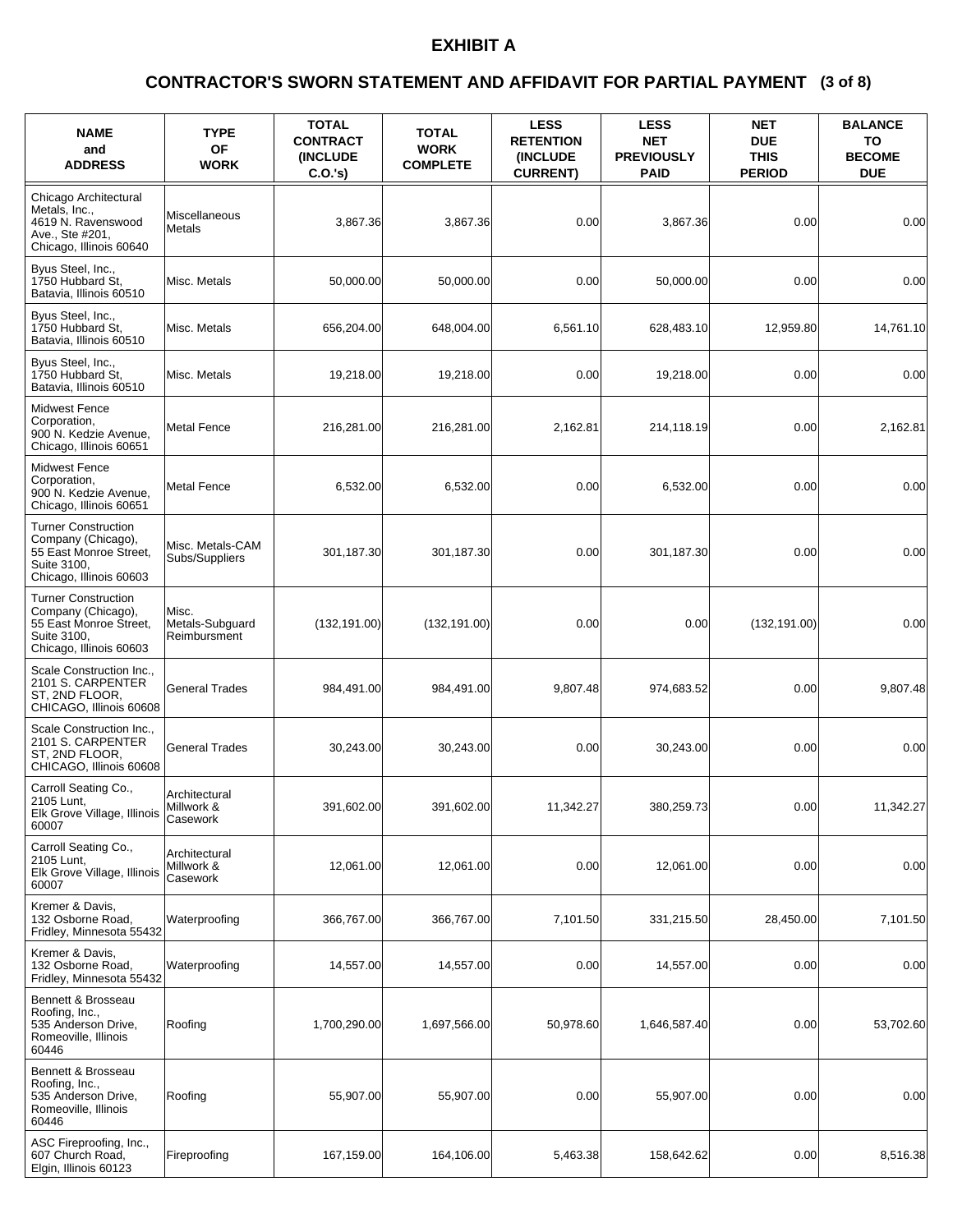# EXHIBIT A

## CONTRACTOR'S SWORN STATEMENT AND AFFIDAVIT FOR PARTIAL PAYMENT (3 of 8)

| NAME and ADDRESS | TYPE OF WORK | TOTAL CONTRACT (INCLUDE C.O.'s) | TOTAL WORK COMPLETE | LESS RETENTION (INCLUDE CURRENT) | LESS NET PREVIOUSLY PAID | NET DUE THIS PERIOD | BALANCE TO BECOME DUE |
|---|---|---|---|---|---|---|---|
| Chicago Architectural Metals, Inc., 4619 N. Ravenswood Ave., Ste #201, Chicago, Illinois 60640 | Miscellaneous Metals | 3,867.36 | 3,867.36 | 0.00 | 3,867.36 | 0.00 | 0.00 |
| Byus Steel, Inc., 1750 Hubbard St, Batavia, Illinois 60510 | Misc. Metals | 50,000.00 | 50,000.00 | 0.00 | 50,000.00 | 0.00 | 0.00 |
| Byus Steel, Inc., 1750 Hubbard St, Batavia, Illinois 60510 | Misc. Metals | 656,204.00 | 648,004.00 | 6,561.10 | 628,483.10 | 12,959.80 | 14,761.10 |
| Byus Steel, Inc., 1750 Hubbard St, Batavia, Illinois 60510 | Misc. Metals | 19,218.00 | 19,218.00 | 0.00 | 19,218.00 | 0.00 | 0.00 |
| Midwest Fence Corporation, 900 N. Kedzie Avenue, Chicago, Illinois 60651 | Metal Fence | 216,281.00 | 216,281.00 | 2,162.81 | 214,118.19 | 0.00 | 2,162.81 |
| Midwest Fence Corporation, 900 N. Kedzie Avenue, Chicago, Illinois 60651 | Metal Fence | 6,532.00 | 6,532.00 | 0.00 | 6,532.00 | 0.00 | 0.00 |
| Turner Construction Company (Chicago), 55 East Monroe Street, Suite 3100, Chicago, Illinois 60603 | Misc. Metals-CAM Subs/Suppliers | 301,187.30 | 301,187.30 | 0.00 | 301,187.30 | 0.00 | 0.00 |
| Turner Construction Company (Chicago), 55 East Monroe Street, Suite 3100, Chicago, Illinois 60603 | Misc. Metals-Subguard Reimbursment | (132,191.00) | (132,191.00) | 0.00 | 0.00 | (132,191.00) | 0.00 |
| Scale Construction Inc., 2101 S. CARPENTER ST, 2ND FLOOR, CHICAGO, Illinois 60608 | General Trades | 984,491.00 | 984,491.00 | 9,807.48 | 974,683.52 | 0.00 | 9,807.48 |
| Scale Construction Inc., 2101 S. CARPENTER ST, 2ND FLOOR, CHICAGO, Illinois 60608 | General Trades | 30,243.00 | 30,243.00 | 0.00 | 30,243.00 | 0.00 | 0.00 |
| Carroll Seating Co., 2105 Lunt, Elk Grove Village, Illinois 60007 | Architectural Millwork & Casework | 391,602.00 | 391,602.00 | 11,342.27 | 380,259.73 | 0.00 | 11,342.27 |
| Carroll Seating Co., 2105 Lunt, Elk Grove Village, Illinois 60007 | Architectural Millwork & Casework | 12,061.00 | 12,061.00 | 0.00 | 12,061.00 | 0.00 | 0.00 |
| Kremer & Davis, 132 Osborne Road, Fridley, Minnesota 55432 | Waterproofing | 366,767.00 | 366,767.00 | 7,101.50 | 331,215.50 | 28,450.00 | 7,101.50 |
| Kremer & Davis, 132 Osborne Road, Fridley, Minnesota 55432 | Waterproofing | 14,557.00 | 14,557.00 | 0.00 | 14,557.00 | 0.00 | 0.00 |
| Bennett & Brosseau Roofing, Inc., 535 Anderson Drive, Romeoville, Illinois 60446 | Roofing | 1,700,290.00 | 1,697,566.00 | 50,978.60 | 1,646,587.40 | 0.00 | 53,702.60 |
| Bennett & Brosseau Roofing, Inc., 535 Anderson Drive, Romeoville, Illinois 60446 | Roofing | 55,907.00 | 55,907.00 | 0.00 | 55,907.00 | 0.00 | 0.00 |
| ASC Fireproofing, Inc., 607 Church Road, Elgin, Illinois 60123 | Fireproofing | 167,159.00 | 164,106.00 | 5,463.38 | 158,642.62 | 0.00 | 8,516.38 |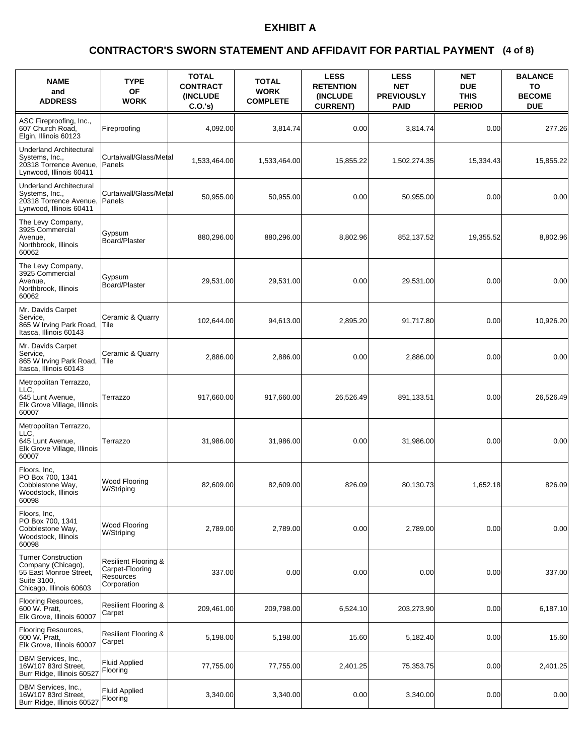# EXHIBIT A

## CONTRACTOR'S SWORN STATEMENT AND AFFIDAVIT FOR PARTIAL PAYMENT (4 of 8)

| NAME and ADDRESS | TYPE OF WORK | TOTAL CONTRACT (INCLUDE C.O.'s) | TOTAL WORK COMPLETE | LESS RETENTION (INCLUDE CURRENT) | LESS NET PREVIOUSLY PAID | NET DUE THIS PERIOD | BALANCE TO BECOME DUE |
|---|---|---|---|---|---|---|---|
| ASC Fireproofing, Inc., 607 Church Road, Elgin, Illinois 60123 | Fireproofing | 4,092.00 | 3,814.74 | 0.00 | 3,814.74 | 0.00 | 277.26 |
| Underland Architectural Systems, Inc., 20318 Torrence Avenue, Lynwood, Illinois 60411 | Curtaiwall/Glass/Metal Panels | 1,533,464.00 | 1,533,464.00 | 15,855.22 | 1,502,274.35 | 15,334.43 | 15,855.22 |
| Underland Architectural Systems, Inc., 20318 Torrence Avenue, Lynwood, Illinois 60411 | Curtaiwall/Glass/Metal Panels | 50,955.00 | 50,955.00 | 0.00 | 50,955.00 | 0.00 | 0.00 |
| The Levy Company, 3925 Commercial Avenue, Northbrook, Illinois 60062 | Gypsum Board/Plaster | 880,296.00 | 880,296.00 | 8,802.96 | 852,137.52 | 19,355.52 | 8,802.96 |
| The Levy Company, 3925 Commercial Avenue, Northbrook, Illinois 60062 | Gypsum Board/Plaster | 29,531.00 | 29,531.00 | 0.00 | 29,531.00 | 0.00 | 0.00 |
| Mr. Davids Carpet Service, 865 W Irving Park Road, Itasca, Illinois 60143 | Ceramic & Quarry Tile | 102,644.00 | 94,613.00 | 2,895.20 | 91,717.80 | 0.00 | 10,926.20 |
| Mr. Davids Carpet Service, 865 W Irving Park Road, Itasca, Illinois 60143 | Ceramic & Quarry Tile | 2,886.00 | 2,886.00 | 0.00 | 2,886.00 | 0.00 | 0.00 |
| Metropolitan Terrazzo, LLC, 645 Lunt Avenue, Elk Grove Village, Illinois 60007 | Terrazzo | 917,660.00 | 917,660.00 | 26,526.49 | 891,133.51 | 0.00 | 26,526.49 |
| Metropolitan Terrazzo, LLC, 645 Lunt Avenue, Elk Grove Village, Illinois 60007 | Terrazzo | 31,986.00 | 31,986.00 | 0.00 | 31,986.00 | 0.00 | 0.00 |
| Floors, Inc, PO Box 700, 1341 Cobblestone Way, Woodstock, Illinois 60098 | Wood Flooring W/Striping | 82,609.00 | 82,609.00 | 826.09 | 80,130.73 | 1,652.18 | 826.09 |
| Floors, Inc, PO Box 700, 1341 Cobblestone Way, Woodstock, Illinois 60098 | Wood Flooring W/Striping | 2,789.00 | 2,789.00 | 0.00 | 2,789.00 | 0.00 | 0.00 |
| Turner Construction Company (Chicago), 55 East Monroe Street, Suite 3100, Chicago, Illinois 60603 | Resilient Flooring & Carpet-Flooring Resources Corporation | 337.00 | 0.00 | 0.00 | 0.00 | 0.00 | 337.00 |
| Flooring Resources, 600 W. Pratt, Elk Grove, Illinois 60007 | Resilient Flooring & Carpet | 209,461.00 | 209,798.00 | 6,524.10 | 203,273.90 | 0.00 | 6,187.10 |
| Flooring Resources, 600 W. Pratt, Elk Grove, Illinois 60007 | Resilient Flooring & Carpet | 5,198.00 | 5,198.00 | 15.60 | 5,182.40 | 0.00 | 15.60 |
| DBM Services, Inc., 16W107 83rd Street, Burr Ridge, Illinois 60527 | Fluid Applied Flooring | 77,755.00 | 77,755.00 | 2,401.25 | 75,353.75 | 0.00 | 2,401.25 |
| DBM Services, Inc., 16W107 83rd Street, Burr Ridge, Illinois 60527 | Fluid Applied Flooring | 3,340.00 | 3,340.00 | 0.00 | 3,340.00 | 0.00 | 0.00 |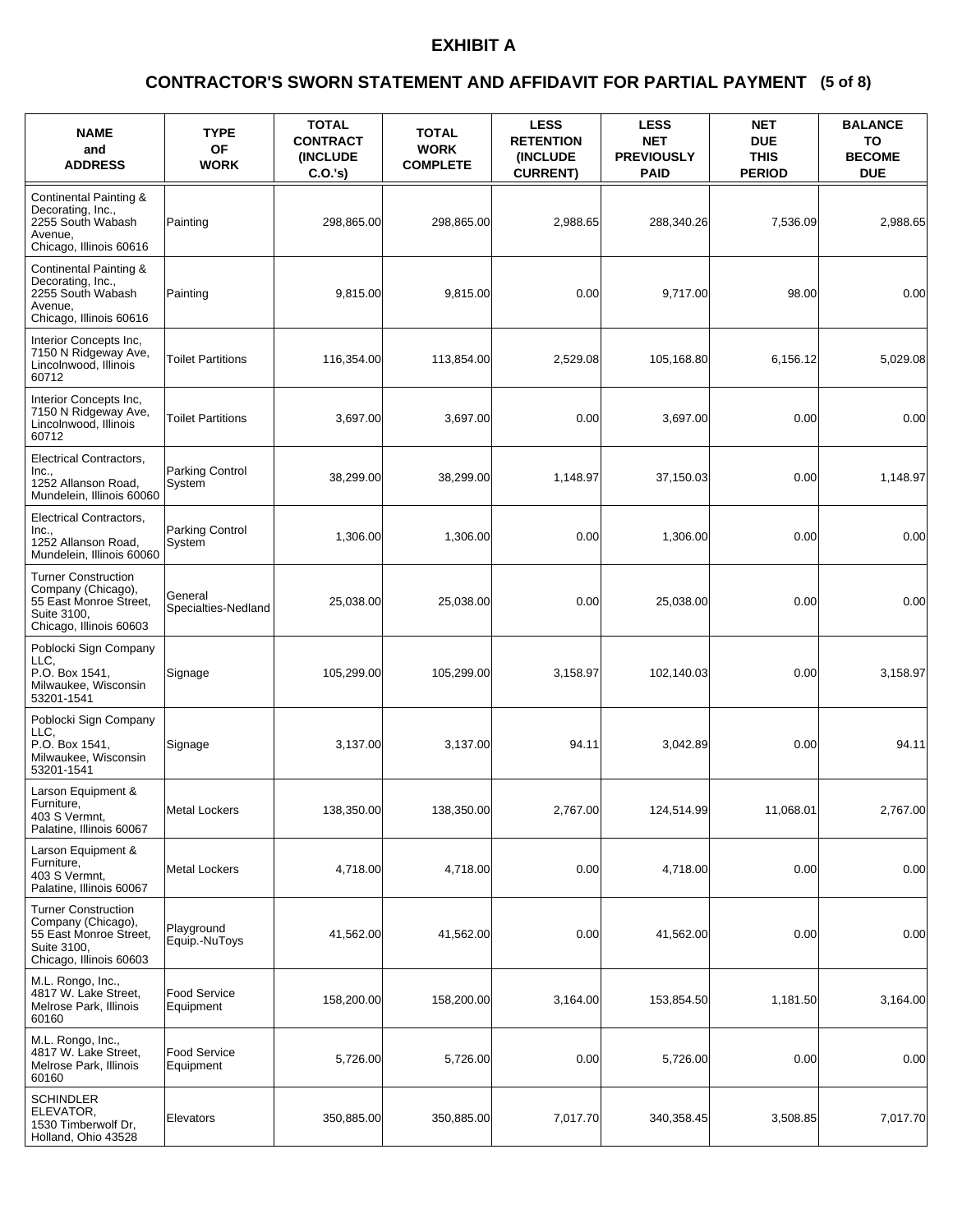# EXHIBIT A

## CONTRACTOR'S SWORN STATEMENT AND AFFIDAVIT FOR PARTIAL PAYMENT (5 of 8)

| NAME and ADDRESS | TYPE OF WORK | TOTAL CONTRACT (INCLUDE C.O.'s) | TOTAL WORK COMPLETE | LESS RETENTION (INCLUDE CURRENT) | LESS NET PREVIOUSLY PAID | NET DUE THIS PERIOD | BALANCE TO BECOME DUE |
|---|---|---|---|---|---|---|---|
| Continental Painting & Decorating, Inc., 2255 South Wabash Avenue, Chicago, Illinois 60616 | Painting | 298,865.00 | 298,865.00 | 2,988.65 | 288,340.26 | 7,536.09 | 2,988.65 |
| Continental Painting & Decorating, Inc., 2255 South Wabash Avenue, Chicago, Illinois 60616 | Painting | 9,815.00 | 9,815.00 | 0.00 | 9,717.00 | 98.00 | 0.00 |
| Interior Concepts Inc, 7150 N Ridgeway Ave, Lincolnwood, Illinois 60712 | Toilet Partitions | 116,354.00 | 113,854.00 | 2,529.08 | 105,168.80 | 6,156.12 | 5,029.08 |
| Interior Concepts Inc, 7150 N Ridgeway Ave, Lincolnwood, Illinois 60712 | Toilet Partitions | 3,697.00 | 3,697.00 | 0.00 | 3,697.00 | 0.00 | 0.00 |
| Electrical Contractors, Inc., 1252 Allanson Road, Mundelein, Illinois 60060 | Parking Control System | 38,299.00 | 38,299.00 | 1,148.97 | 37,150.03 | 0.00 | 1,148.97 |
| Electrical Contractors, Inc., 1252 Allanson Road, Mundelein, Illinois 60060 | Parking Control System | 1,306.00 | 1,306.00 | 0.00 | 1,306.00 | 0.00 | 0.00 |
| Turner Construction Company (Chicago), 55 East Monroe Street, Suite 3100, Chicago, Illinois 60603 | General Specialties-Nedland | 25,038.00 | 25,038.00 | 0.00 | 25,038.00 | 0.00 | 0.00 |
| Poblocki Sign Company LLC, P.O. Box 1541, Milwaukee, Wisconsin 53201-1541 | Signage | 105,299.00 | 105,299.00 | 3,158.97 | 102,140.03 | 0.00 | 3,158.97 |
| Poblocki Sign Company LLC, P.O. Box 1541, Milwaukee, Wisconsin 53201-1541 | Signage | 3,137.00 | 3,137.00 | 94.11 | 3,042.89 | 0.00 | 94.11 |
| Larson Equipment & Furniture, 403 S Vermnt, Palatine, Illinois 60067 | Metal Lockers | 138,350.00 | 138,350.00 | 2,767.00 | 124,514.99 | 11,068.01 | 2,767.00 |
| Larson Equipment & Furniture, 403 S Vermnt, Palatine, Illinois 60067 | Metal Lockers | 4,718.00 | 4,718.00 | 0.00 | 4,718.00 | 0.00 | 0.00 |
| Turner Construction Company (Chicago), 55 East Monroe Street, Suite 3100, Chicago, Illinois 60603 | Playground Equip.-NuToys | 41,562.00 | 41,562.00 | 0.00 | 41,562.00 | 0.00 | 0.00 |
| M.L. Rongo, Inc., 4817 W. Lake Street, Melrose Park, Illinois 60160 | Food Service Equipment | 158,200.00 | 158,200.00 | 3,164.00 | 153,854.50 | 1,181.50 | 3,164.00 |
| M.L. Rongo, Inc., 4817 W. Lake Street, Melrose Park, Illinois 60160 | Food Service Equipment | 5,726.00 | 5,726.00 | 0.00 | 5,726.00 | 0.00 | 0.00 |
| SCHINDLER ELEVATOR, 1530 Timberwolf Dr, Holland, Ohio 43528 | Elevators | 350,885.00 | 350,885.00 | 7,017.70 | 340,358.45 | 3,508.85 | 7,017.70 |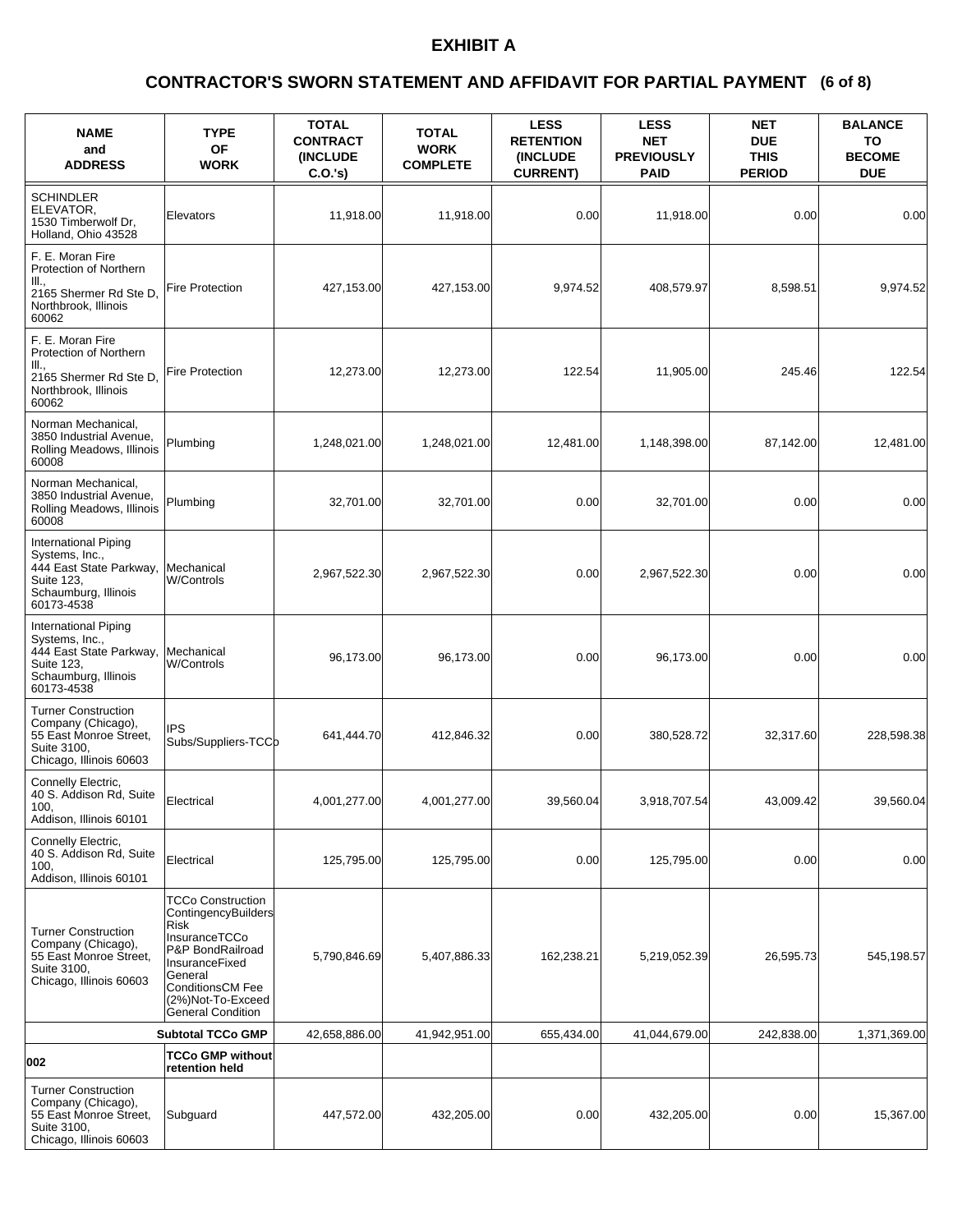# EXHIBIT A

## CONTRACTOR'S SWORN STATEMENT AND AFFIDAVIT FOR PARTIAL PAYMENT (6 of 8)

| NAME and ADDRESS | TYPE OF WORK | TOTAL CONTRACT (INCLUDE C.O.'s) | TOTAL WORK COMPLETE | LESS RETENTION (INCLUDE CURRENT) | LESS NET PREVIOUSLY PAID | NET DUE THIS PERIOD | BALANCE TO BECOME DUE |
|---|---|---|---|---|---|---|---|
| SCHINDLER ELEVATOR, 1530 Timberwolf Dr, Holland, Ohio 43528 | Elevators | 11,918.00 | 11,918.00 | 0.00 | 11,918.00 | 0.00 | 0.00 |
| F. E. Moran Fire Protection of Northern Ill., 2165 Shermer Rd Ste D, Northbrook, Illinois 60062 | Fire Protection | 427,153.00 | 427,153.00 | 9,974.52 | 408,579.97 | 8,598.51 | 9,974.52 |
| F. E. Moran Fire Protection of Northern Ill., 2165 Shermer Rd Ste D, Northbrook, Illinois 60062 | Fire Protection | 12,273.00 | 12,273.00 | 122.54 | 11,905.00 | 245.46 | 122.54 |
| Norman Mechanical, 3850 Industrial Avenue, Rolling Meadows, Illinois 60008 | Plumbing | 1,248,021.00 | 1,248,021.00 | 12,481.00 | 1,148,398.00 | 87,142.00 | 12,481.00 |
| Norman Mechanical, 3850 Industrial Avenue, Rolling Meadows, Illinois 60008 | Plumbing | 32,701.00 | 32,701.00 | 0.00 | 32,701.00 | 0.00 | 0.00 |
| International Piping Systems, Inc., 444 East State Parkway, Suite 123, Schaumburg, Illinois 60173-4538 | Mechanical W/Controls | 2,967,522.30 | 2,967,522.30 | 0.00 | 2,967,522.30 | 0.00 | 0.00 |
| International Piping Systems, Inc., 444 East State Parkway, Suite 123, Schaumburg, Illinois 60173-4538 | Mechanical W/Controls | 96,173.00 | 96,173.00 | 0.00 | 96,173.00 | 0.00 | 0.00 |
| Turner Construction Company (Chicago), 55 East Monroe Street, Suite 3100, Chicago, Illinois 60603 | IPS Subs/Suppliers-TCCo | 641,444.70 | 412,846.32 | 0.00 | 380,528.72 | 32,317.60 | 228,598.38 |
| Connelly Electric, 40 S. Addison Rd, Suite 100, Addison, Illinois 60101 | Electrical | 4,001,277.00 | 4,001,277.00 | 39,560.04 | 3,918,707.54 | 43,009.42 | 39,560.04 |
| Connelly Electric, 40 S. Addison Rd, Suite 100, Addison, Illinois 60101 | Electrical | 125,795.00 | 125,795.00 | 0.00 | 125,795.00 | 0.00 | 0.00 |
| Turner Construction Company (Chicago), 55 East Monroe Street, Suite 3100, Chicago, Illinois 60603 | TCCo Construction ContingencyBuilders Risk InsuranceTCCo P&P BondRailroad InsuranceFixed General ConditionsCM Fee (2%)Not-To-Exceed General Condition | 5,790,846.69 | 5,407,886.33 | 162,238.21 | 5,219,052.39 | 26,595.73 | 545,198.57 |
| | **Subtotal TCCo GMP** | 42,658,886.00 | 41,942,951.00 | 655,434.00 | 41,044,679.00 | 242,838.00 | 1,371,369.00 |
| **002** | **TCCo GMP without retention held** | | | | | | |
| Turner Construction Company (Chicago), 55 East Monroe Street, Suite 3100, Chicago, Illinois 60603 | Subguard | 447,572.00 | 432,205.00 | 0.00 | 432,205.00 | 0.00 | 15,367.00 |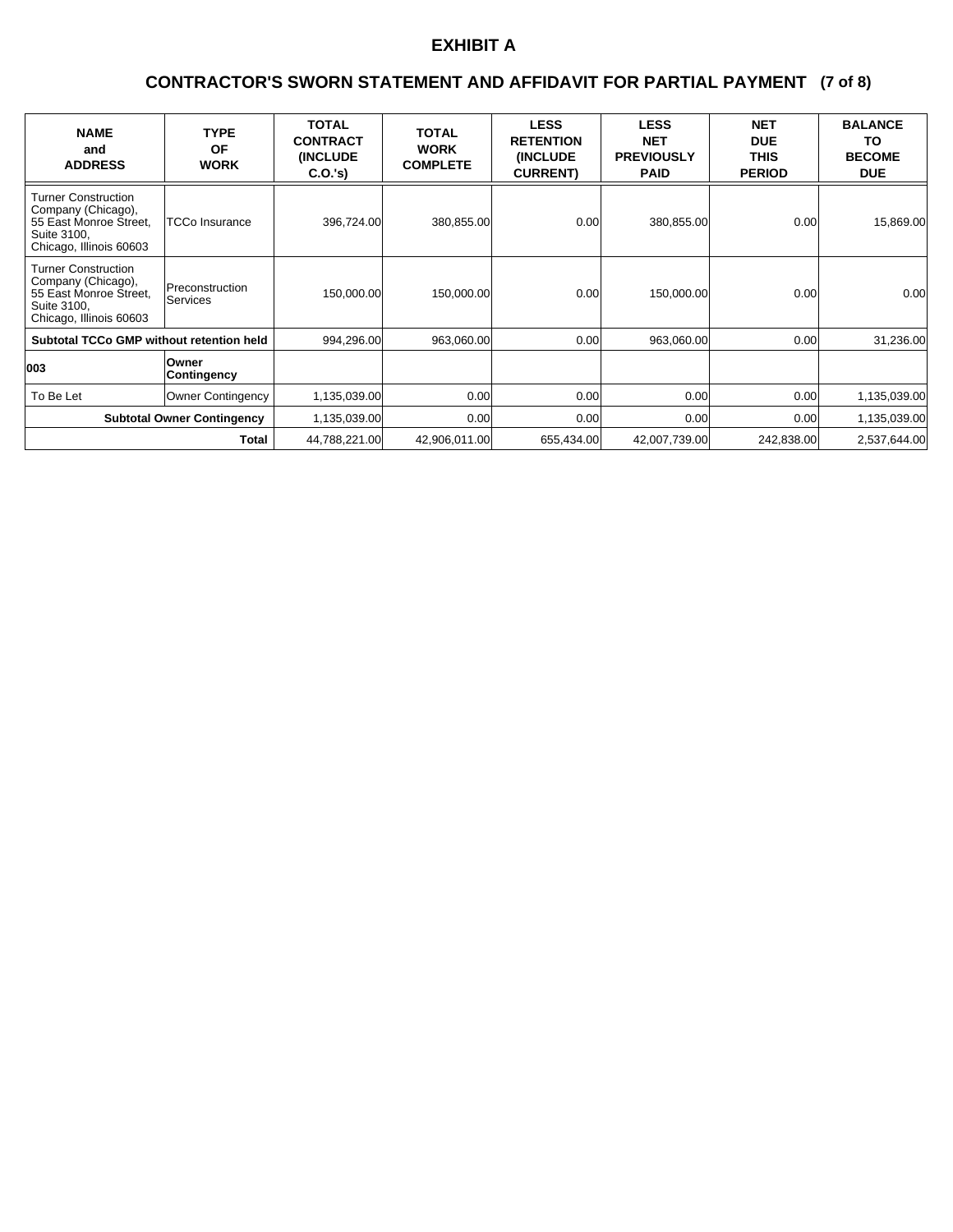# EXHIBIT A

## CONTRACTOR'S SWORN STATEMENT AND AFFIDAVIT FOR PARTIAL PAYMENT (7 of 8)

| NAME and ADDRESS | TYPE OF WORK | TOTAL CONTRACT (INCLUDE C.O.'s) | TOTAL WORK COMPLETE | LESS RETENTION (INCLUDE CURRENT) | LESS NET PREVIOUSLY PAID | NET DUE THIS PERIOD | BALANCE TO BECOME DUE |
|---|---|---|---|---|---|---|---|
| Turner Construction Company (Chicago), 55 East Monroe Street, Suite 3100, Chicago, Illinois 60603 | TCCo Insurance | 396,724.00 | 380,855.00 | 0.00 | 380,855.00 | 0.00 | 15,869.00 |
| Turner Construction Company (Chicago), 55 East Monroe Street, Suite 3100, Chicago, Illinois 60603 | Preconstruction Services | 150,000.00 | 150,000.00 | 0.00 | 150,000.00 | 0.00 | 0.00 |
| **Subtotal TCCo GMP without retention held** | | 994,296.00 | 963,060.00 | 0.00 | 963,060.00 | 0.00 | 31,236.00 |
| **003** | **Owner Contingency** | | | | | | |
| To Be Let | Owner Contingency | 1,135,039.00 | 0.00 | 0.00 | 0.00 | 0.00 | 1,135,039.00 |
| **Subtotal Owner Contingency** | | 1,135,039.00 | 0.00 | 0.00 | 0.00 | 0.00 | 1,135,039.00 |
| **Total** | | 44,788,221.00 | 42,906,011.00 | 655,434.00 | 42,007,739.00 | 242,838.00 | 2,537,644.00 |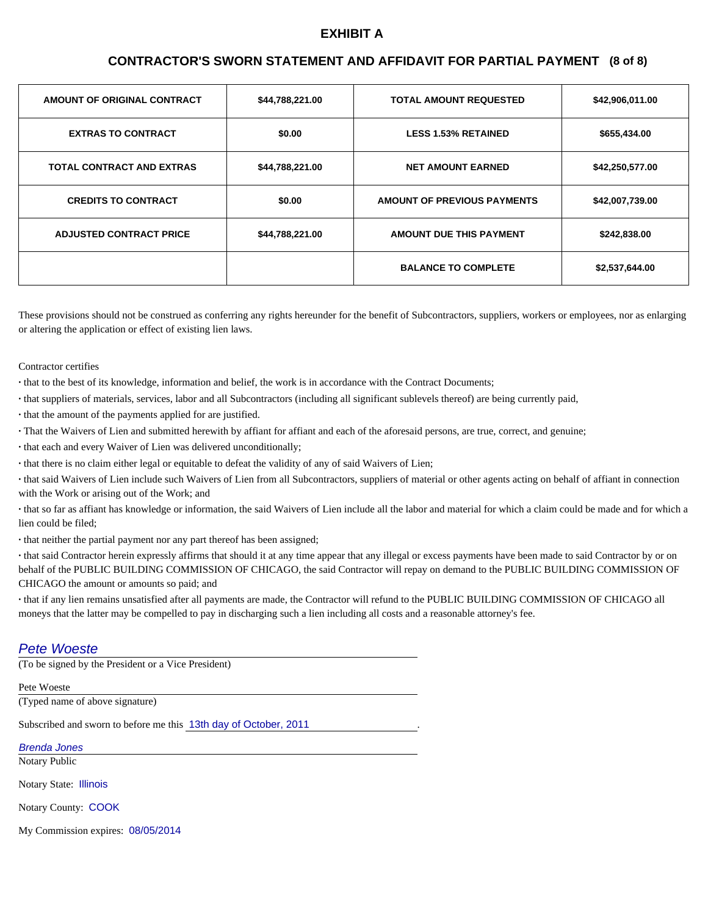# EXHIBIT A

## CONTRACTOR'S SWORN STATEMENT AND AFFIDAVIT FOR PARTIAL PAYMENT (8 of 8)

| | | | |
|---|---|---|---|
| **AMOUNT OF ORIGINAL CONTRACT** | **$44,788,221.00** | **TOTAL AMOUNT REQUESTED** | **$42,906,011.00** |
| **EXTRAS TO CONTRACT** | **$0.00** | **LESS 1.53% RETAINED** | **$655,434.00** |
| **TOTAL CONTRACT AND EXTRAS** | **$44,788,221.00** | **NET AMOUNT EARNED** | **$42,250,577.00** |
| **CREDITS TO CONTRACT** | **$0.00** | **AMOUNT OF PREVIOUS PAYMENTS** | **$42,007,739.00** |
| **ADJUSTED CONTRACT PRICE** | **$44,788,221.00** | **AMOUNT DUE THIS PAYMENT** | **$242,838.00** |
| | | **BALANCE TO COMPLETE** | **$2,537,644.00** |

These provisions should not be construed as conferring any rights hereunder for the benefit of Subcontractors, suppliers, workers or employees, nor as enlarging or altering the application or effect of existing lien laws.

Contractor certifies

- that to the best of its knowledge, information and belief, the work is in accordance with the Contract Documents;
- that suppliers of materials, services, labor and all Subcontractors (including all significant sublevels thereof) are being currently paid,
- that the amount of the payments applied for are justified.
- That the Waivers of Lien and submitted herewith by affiant for affiant and each of the aforesaid persons, are true, correct, and genuine;
- that each and every Waiver of Lien was delivered unconditionally;
- that there is no claim either legal or equitable to defeat the validity of any of said Waivers of Lien;
- that said Waivers of Lien include such Waivers of Lien from all Subcontractors, suppliers of material or other agents acting on behalf of affiant in connection with the Work or arising out of the Work; and
- that so far as affiant has knowledge or information, the said Waivers of Lien include all the labor and material for which a claim could be made and for which a lien could be filed;
- that neither the partial payment nor any part thereof has been assigned;
- that said Contractor herein expressly affirms that should it at any time appear that any illegal or excess payments have been made to said Contractor by or on behalf of the PUBLIC BUILDING COMMISSION OF CHICAGO, the said Contractor will repay on demand to the PUBLIC BUILDING COMMISSION OF CHICAGO the amount or amounts so paid; and
- that if any lien remains unsatisfied after all payments are made, the Contractor will refund to the PUBLIC BUILDING COMMISSION OF CHICAGO all moneys that the latter may be compelled to pay in discharging such a lien including all costs and a reasonable attorney's fee.

*Pete Woeste*
(To be signed by the President or a Vice President)

Pete Woeste
(Typed name of above signature)

Subscribed and sworn to before me this 13th day of October, 2011.

*Brenda Jones*
Notary Public

Notary State: Illinois

Notary County: COOK

My Commission expires: 08/05/2014